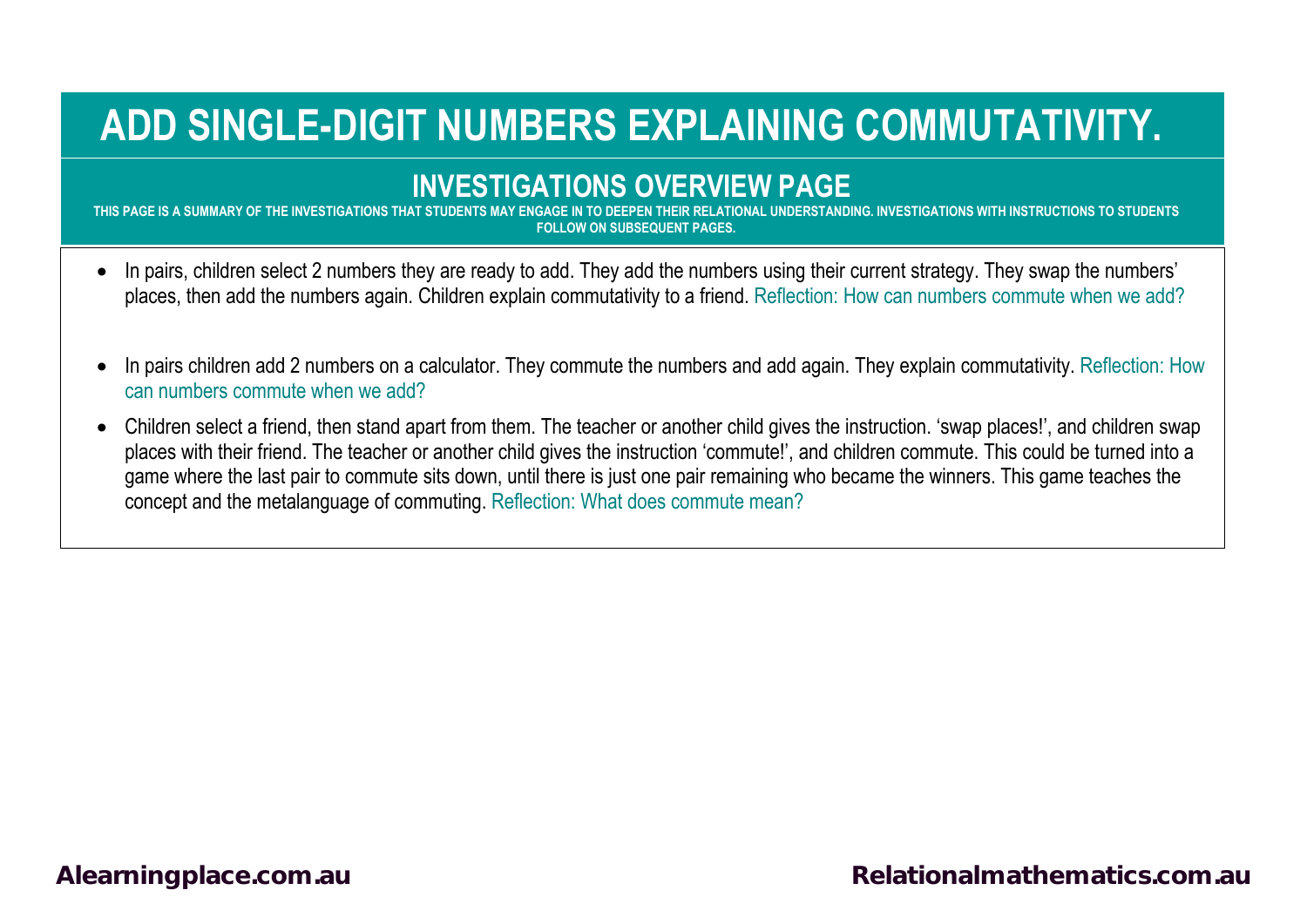# ADD SINGLE-DIGIT NUMBERS EXPLAINING COMMUTATIVITY.

## INVESTIGATIONS OVERVIEW PAGE

THIS PAGE IS A SUMMARY OF THE INVESTIGATIONS THAT STUDENTS MAY ENGAGE IN TO DEEPEN THEIR RELATIONAL UNDERSTANDING. INVESTIGATIONS WITH INSTRUCTIONS TO STUDENTS FOLLOW ON SUBSEQUENT PAGES.

- In pairs, children select 2 numbers they are ready to add. They add the numbers using their current strategy. They swap the numbers' places, then add the numbers again. Children explain commutativity to a friend. Reflection: How can numbers commute when we add?

- In pairs children add 2 numbers on a calculator. They commute the numbers and add again. They explain commutativity. Reflection: How can numbers commute when we add?

- Children select a friend, then stand apart from them. The teacher or another child gives the instruction. 'swap places!', and children swap places with their friend. The teacher or another child gives the instruction 'commute!', and children commute. This could be turned into a game where the last pair to commute sits down, until there is just one pair remaining who became the winners. This game teaches the concept and the metalanguage of commuting. Reflection: What does commute mean?

Alearningplace.com.au

Relationalmathematics.com.au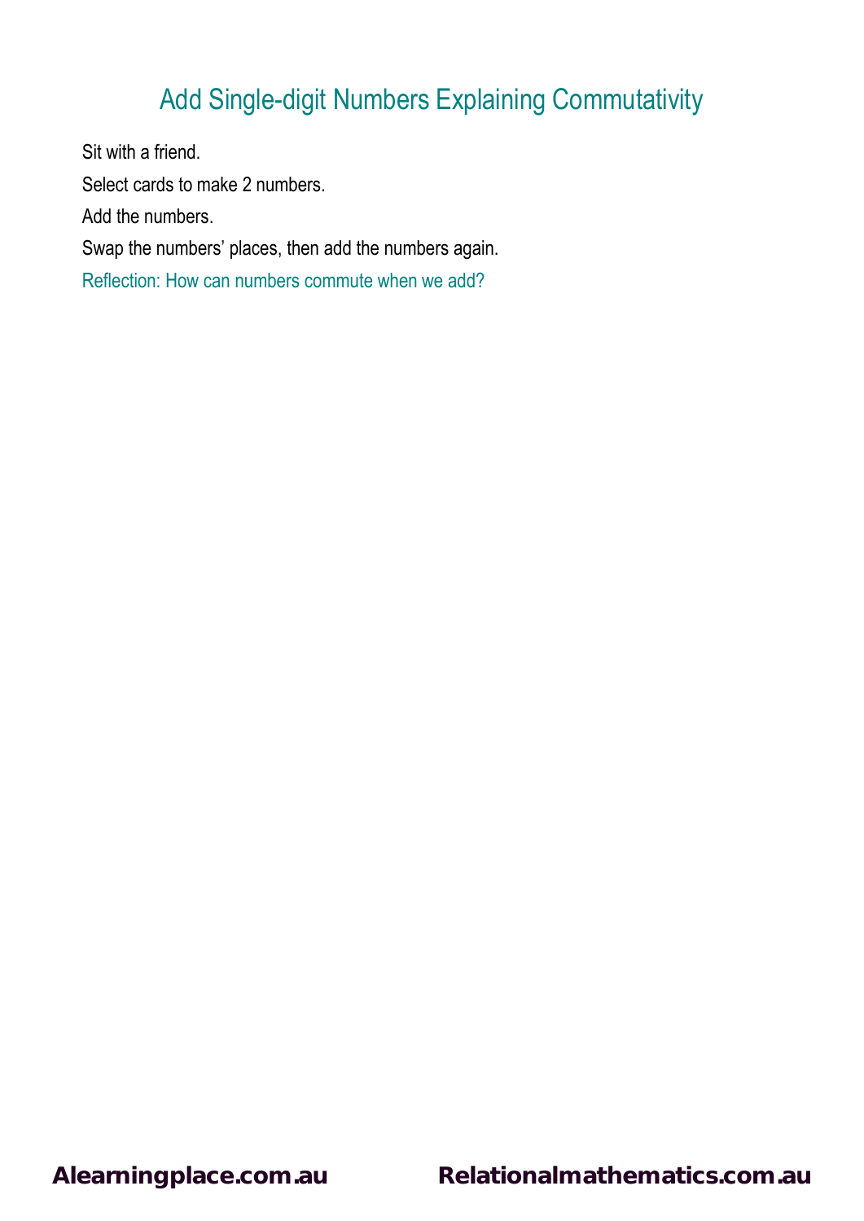# Add Single-digit Numbers Explaining Commutativity

Sit with a friend.

Select cards to make 2 numbers.

Add the numbers.

Swap the numbers' places, then add the numbers again.

Reflection: How can numbers commute when we add?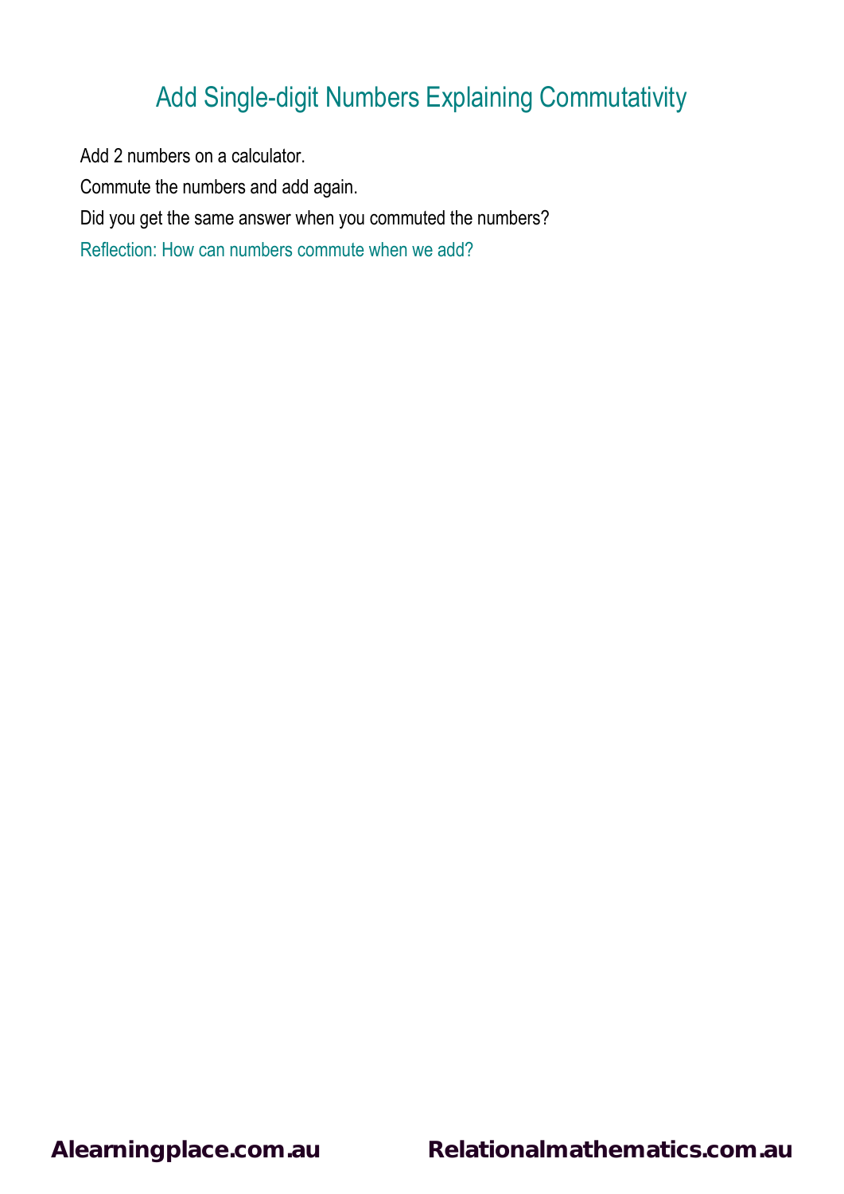# Add Single-digit Numbers Explaining Commutativity

Add 2 numbers on a calculator.

Commute the numbers and add again.

Did you get the same answer when you commuted the numbers?

Reflection: How can numbers commute when we add?